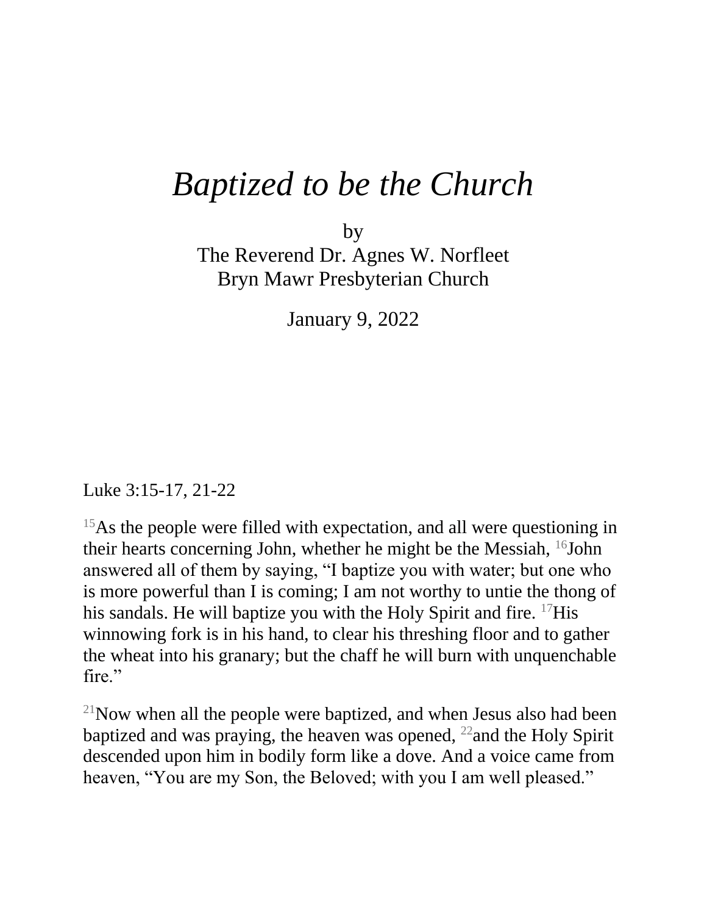# *Baptized to be the Church*

by
The Reverend Dr. Agnes W. Norfleet
Bryn Mawr Presbyterian Church

January 9, 2022

Luke 3:15-17, 21-22

[15]As the people were filled with expectation, and all were questioning in their hearts concerning John, whether he might be the Messiah, [16]John answered all of them by saying, "I baptize you with water; but one who is more powerful than I is coming; I am not worthy to untie the thong of his sandals. He will baptize you with the Holy Spirit and fire. [17]His winnowing fork is in his hand, to clear his threshing floor and to gather the wheat into his granary; but the chaff he will burn with unquenchable fire."

[21]Now when all the people were baptized, and when Jesus also had been baptized and was praying, the heaven was opened, [22]and the Holy Spirit descended upon him in bodily form like a dove. And a voice came from heaven, "You are my Son, the Beloved; with you I am well pleased."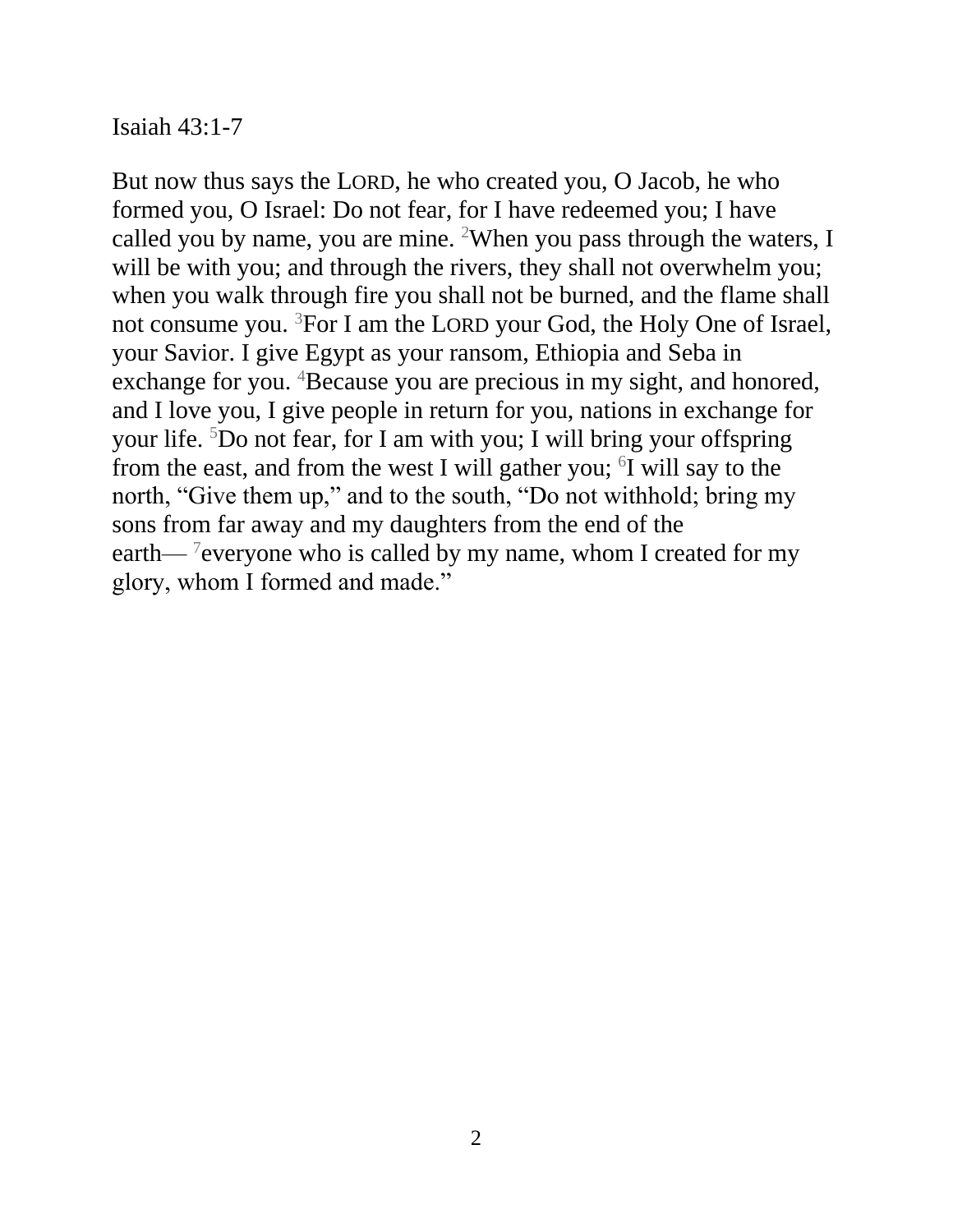Isaiah 43:1-7

But now thus says the LORD, he who created you, O Jacob, he who formed you, O Israel: Do not fear, for I have redeemed you; I have called you by name, you are mine. [2]When you pass through the waters, I will be with you; and through the rivers, they shall not overwhelm you; when you walk through fire you shall not be burned, and the flame shall not consume you. [3]For I am the LORD your God, the Holy One of Israel, your Savior. I give Egypt as your ransom, Ethiopia and Seba in exchange for you. [4]Because you are precious in my sight, and honored, and I love you, I give people in return for you, nations in exchange for your life. [5]Do not fear, for I am with you; I will bring your offspring from the east, and from the west I will gather you; [6]I will say to the north, "Give them up," and to the south, "Do not withhold; bring my sons from far away and my daughters from the end of the earth— [7]everyone who is called by my name, whom I created for my glory, whom I formed and made."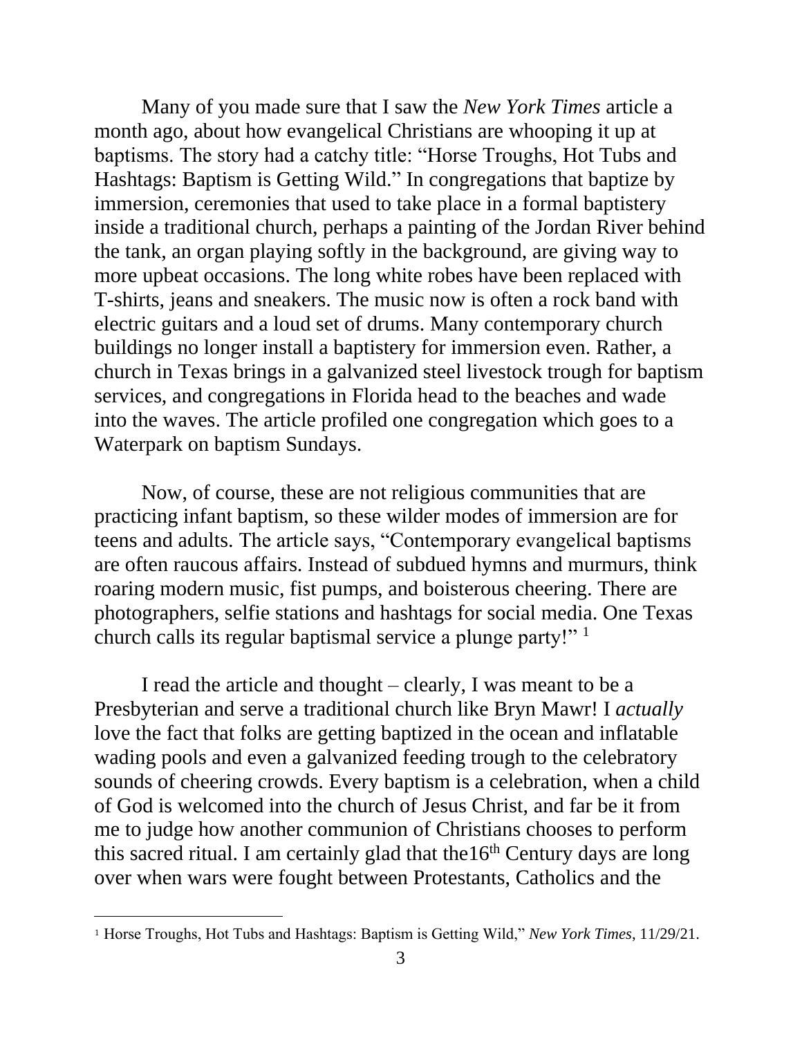Many of you made sure that I saw the *New York Times* article a month ago, about how evangelical Christians are whooping it up at baptisms. The story had a catchy title: "Horse Troughs, Hot Tubs and Hashtags: Baptism is Getting Wild." In congregations that baptize by immersion, ceremonies that used to take place in a formal baptistery inside a traditional church, perhaps a painting of the Jordan River behind the tank, an organ playing softly in the background, are giving way to more upbeat occasions. The long white robes have been replaced with T-shirts, jeans and sneakers. The music now is often a rock band with electric guitars and a loud set of drums. Many contemporary church buildings no longer install a baptistery for immersion even. Rather, a church in Texas brings in a galvanized steel livestock trough for baptism services, and congregations in Florida head to the beaches and wade into the waves. The article profiled one congregation which goes to a Waterpark on baptism Sundays.

Now, of course, these are not religious communities that are practicing infant baptism, so these wilder modes of immersion are for teens and adults. The article says, "Contemporary evangelical baptisms are often raucous affairs. Instead of subdued hymns and murmurs, think roaring modern music, fist pumps, and boisterous cheering. There are photographers, selfie stations and hashtags for social media. One Texas church calls its regular baptismal service a plunge party!" [1]

I read the article and thought – clearly, I was meant to be a Presbyterian and serve a traditional church like Bryn Mawr! I *actually* love the fact that folks are getting baptized in the ocean and inflatable wading pools and even a galvanized feeding trough to the celebratory sounds of cheering crowds. Every baptism is a celebration, when a child of God is welcomed into the church of Jesus Christ, and far be it from me to judge how another communion of Christians chooses to perform this sacred ritual. I am certainly glad that the16th Century days are long over when wars were fought between Protestants, Catholics and the

---

[1] Horse Troughs, Hot Tubs and Hashtags: Baptism is Getting Wild," *New York Times*, 11/29/21.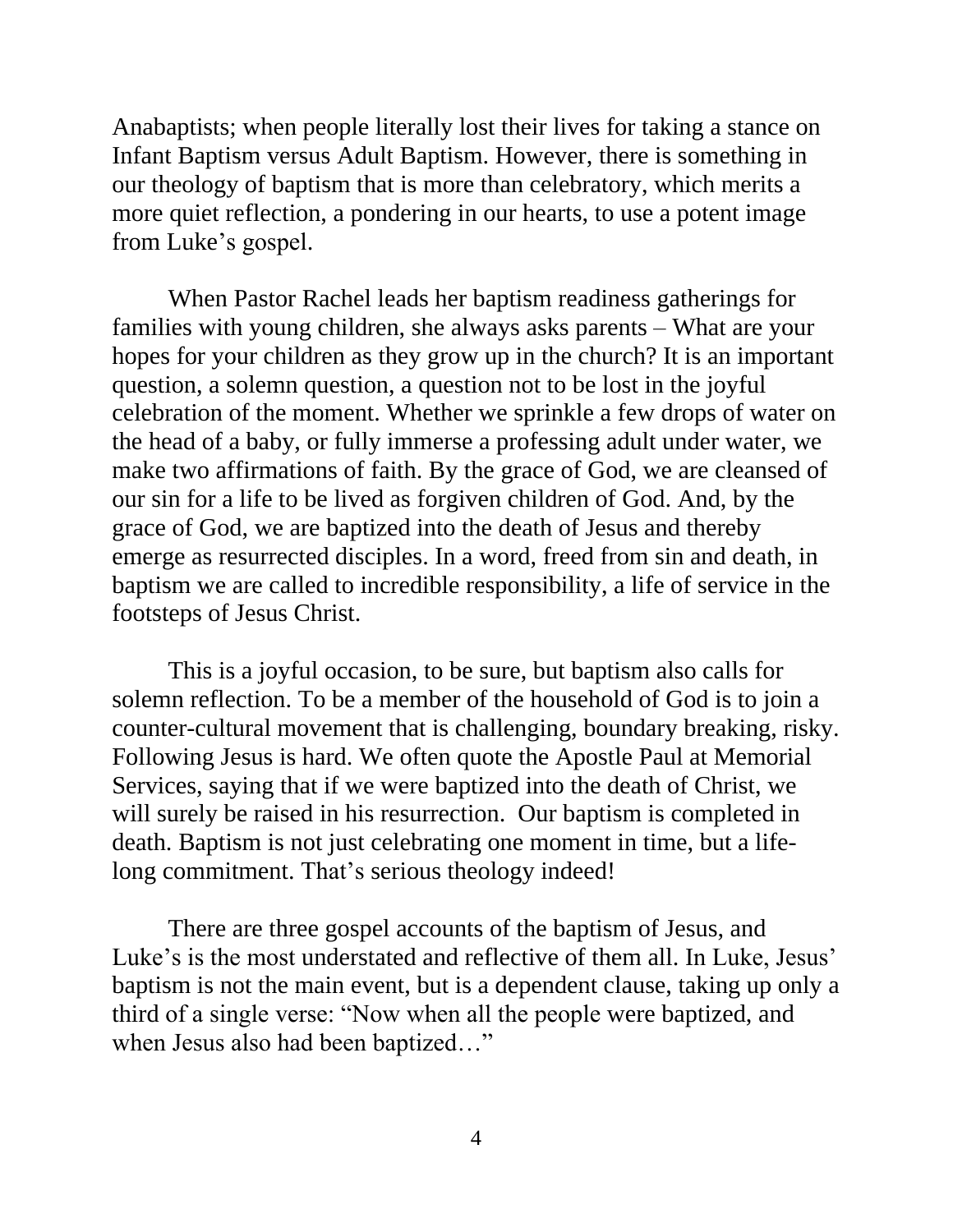Anabaptists; when people literally lost their lives for taking a stance on Infant Baptism versus Adult Baptism. However, there is something in our theology of baptism that is more than celebratory, which merits a more quiet reflection, a pondering in our hearts, to use a potent image from Luke's gospel.

When Pastor Rachel leads her baptism readiness gatherings for families with young children, she always asks parents – What are your hopes for your children as they grow up in the church? It is an important question, a solemn question, a question not to be lost in the joyful celebration of the moment. Whether we sprinkle a few drops of water on the head of a baby, or fully immerse a professing adult under water, we make two affirmations of faith. By the grace of God, we are cleansed of our sin for a life to be lived as forgiven children of God. And, by the grace of God, we are baptized into the death of Jesus and thereby emerge as resurrected disciples. In a word, freed from sin and death, in baptism we are called to incredible responsibility, a life of service in the footsteps of Jesus Christ.

This is a joyful occasion, to be sure, but baptism also calls for solemn reflection. To be a member of the household of God is to join a counter-cultural movement that is challenging, boundary breaking, risky. Following Jesus is hard. We often quote the Apostle Paul at Memorial Services, saying that if we were baptized into the death of Christ, we will surely be raised in his resurrection. Our baptism is completed in death. Baptism is not just celebrating one moment in time, but a life-long commitment. That's serious theology indeed!

There are three gospel accounts of the baptism of Jesus, and Luke's is the most understated and reflective of them all. In Luke, Jesus' baptism is not the main event, but is a dependent clause, taking up only a third of a single verse: "Now when all the people were baptized, and when Jesus also had been baptized…"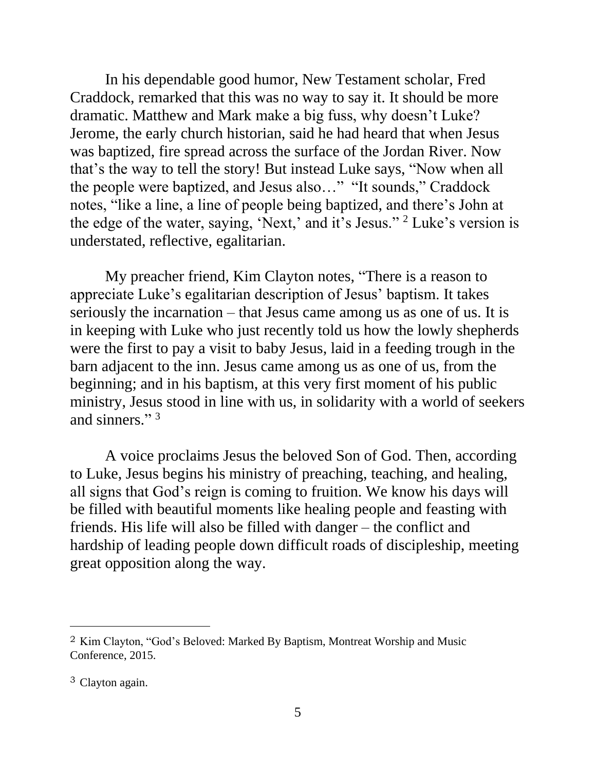In his dependable good humor, New Testament scholar, Fred Craddock, remarked that this was no way to say it. It should be more dramatic. Matthew and Mark make a big fuss, why doesn't Luke? Jerome, the early church historian, said he had heard that when Jesus was baptized, fire spread across the surface of the Jordan River. Now that's the way to tell the story! But instead Luke says, "Now when all the people were baptized, and Jesus also…" "It sounds," Craddock notes, "like a line, a line of people being baptized, and there's John at the edge of the water, saying, 'Next,' and it's Jesus." [2] Luke's version is understated, reflective, egalitarian.

My preacher friend, Kim Clayton notes, "There is a reason to appreciate Luke's egalitarian description of Jesus' baptism. It takes seriously the incarnation – that Jesus came among us as one of us. It is in keeping with Luke who just recently told us how the lowly shepherds were the first to pay a visit to baby Jesus, laid in a feeding trough in the barn adjacent to the inn. Jesus came among us as one of us, from the beginning; and in his baptism, at this very first moment of his public ministry, Jesus stood in line with us, in solidarity with a world of seekers and sinners." [3]

A voice proclaims Jesus the beloved Son of God. Then, according to Luke, Jesus begins his ministry of preaching, teaching, and healing, all signs that God's reign is coming to fruition. We know his days will be filled with beautiful moments like healing people and feasting with friends. His life will also be filled with danger – the conflict and hardship of leading people down difficult roads of discipleship, meeting great opposition along the way.

---

[2] Kim Clayton, "God's Beloved: Marked By Baptism, Montreat Worship and Music Conference, 2015.

[3] Clayton again.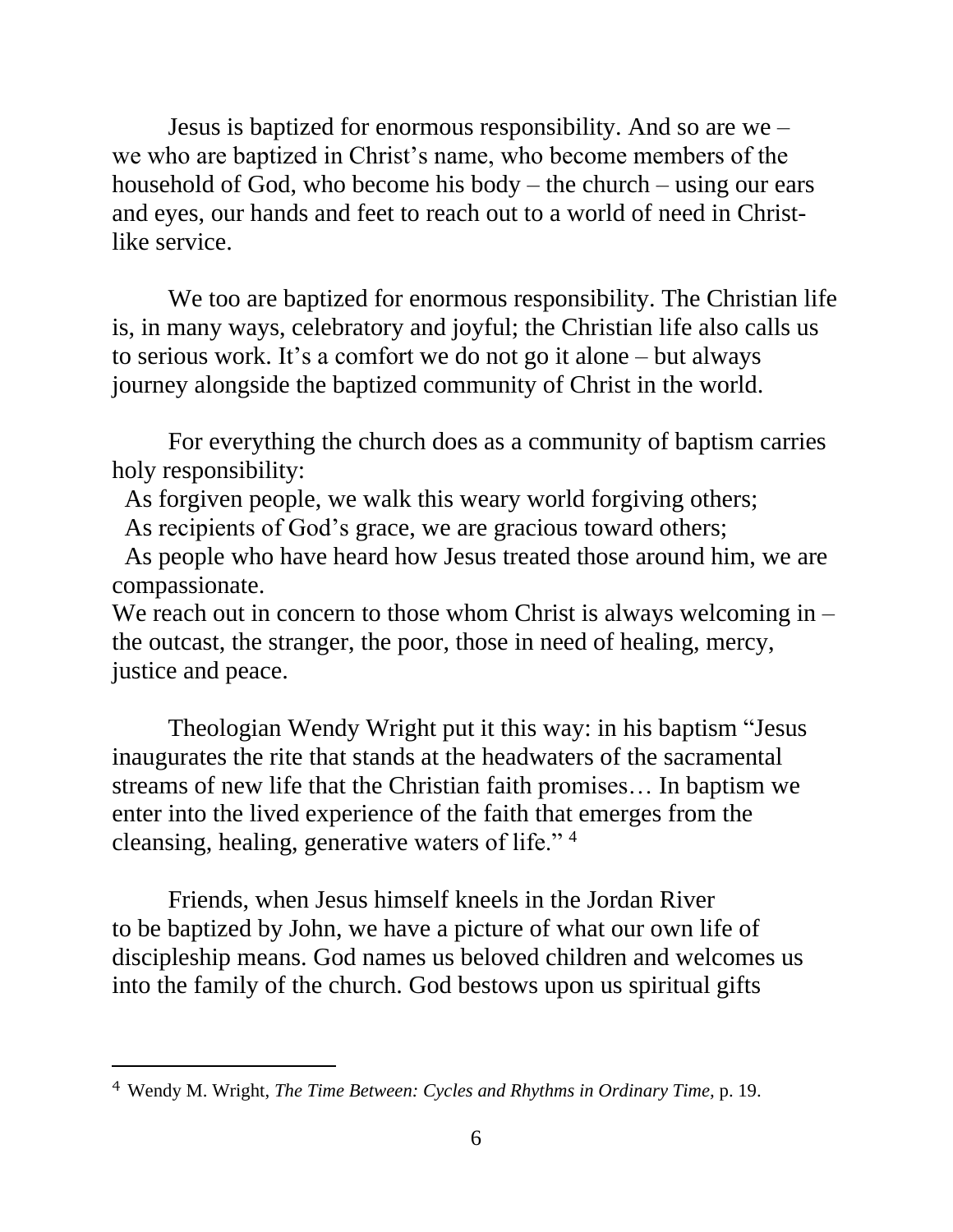Jesus is baptized for enormous responsibility. And so are we – we who are baptized in Christ's name, who become members of the household of God, who become his body – the church – using our ears and eyes, our hands and feet to reach out to a world of need in Christ-like service.

We too are baptized for enormous responsibility. The Christian life is, in many ways, celebratory and joyful; the Christian life also calls us to serious work. It's a comfort we do not go it alone – but always journey alongside the baptized community of Christ in the world.

For everything the church does as a community of baptism carries holy responsibility:

As forgiven people, we walk this weary world forgiving others;
As recipients of God's grace, we are gracious toward others;
As people who have heard how Jesus treated those around him, we are compassionate.
We reach out in concern to those whom Christ is always welcoming in – the outcast, the stranger, the poor, those in need of healing, mercy, justice and peace.

Theologian Wendy Wright put it this way: in his baptism "Jesus inaugurates the rite that stands at the headwaters of the sacramental streams of new life that the Christian faith promises… In baptism we enter into the lived experience of the faith that emerges from the cleansing, healing, generative waters of life." [4]

Friends, when Jesus himself kneels in the Jordan River to be baptized by John, we have a picture of what our own life of discipleship means. God names us beloved children and welcomes us into the family of the church. God bestows upon us spiritual gifts

---

[4] Wendy M. Wright, *The Time Between: Cycles and Rhythms in Ordinary Time,* p. 19.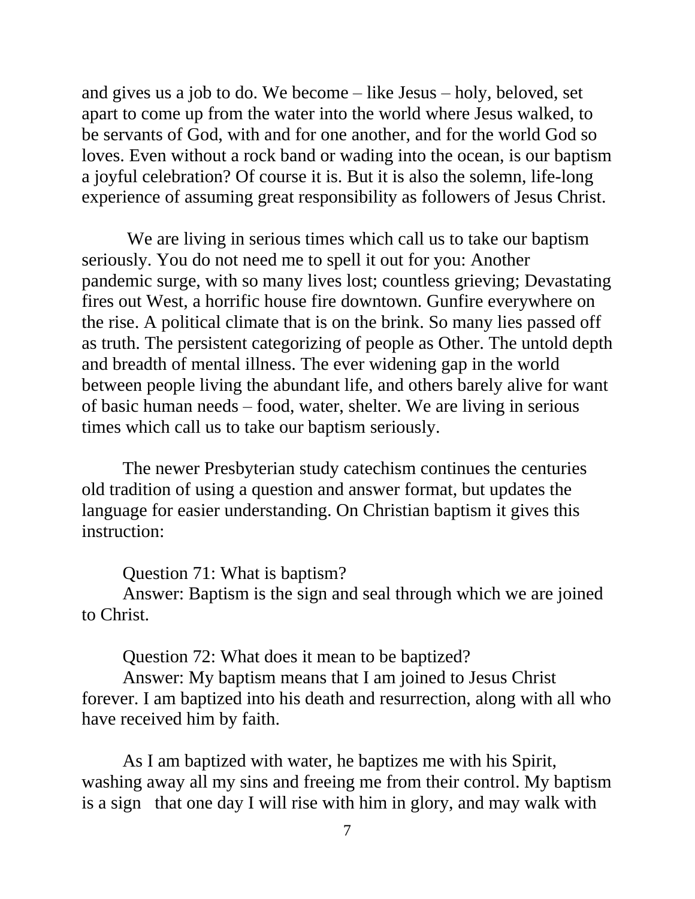and gives us a job to do. We become – like Jesus – holy, beloved, set apart to come up from the water into the world where Jesus walked, to be servants of God, with and for one another, and for the world God so loves. Even without a rock band or wading into the ocean, is our baptism a joyful celebration? Of course it is. But it is also the solemn, life-long experience of assuming great responsibility as followers of Jesus Christ.

We are living in serious times which call us to take our baptism seriously. You do not need me to spell it out for you: Another pandemic surge, with so many lives lost; countless grieving; Devastating fires out West, a horrific house fire downtown. Gunfire everywhere on the rise. A political climate that is on the brink. So many lies passed off as truth. The persistent categorizing of people as Other. The untold depth and breadth of mental illness. The ever widening gap in the world between people living the abundant life, and others barely alive for want of basic human needs – food, water, shelter. We are living in serious times which call us to take our baptism seriously.

The newer Presbyterian study catechism continues the centuries old tradition of using a question and answer format, but updates the language for easier understanding. On Christian baptism it gives this instruction:

Question 71: What is baptism?
Answer: Baptism is the sign and seal through which we are joined to Christ.

Question 72: What does it mean to be baptized?
Answer: My baptism means that I am joined to Jesus Christ forever. I am baptized into his death and resurrection, along with all who have received him by faith.

As I am baptized with water, he baptizes me with his Spirit, washing away all my sins and freeing me from their control. My baptism is a sign that one day I will rise with him in glory, and may walk with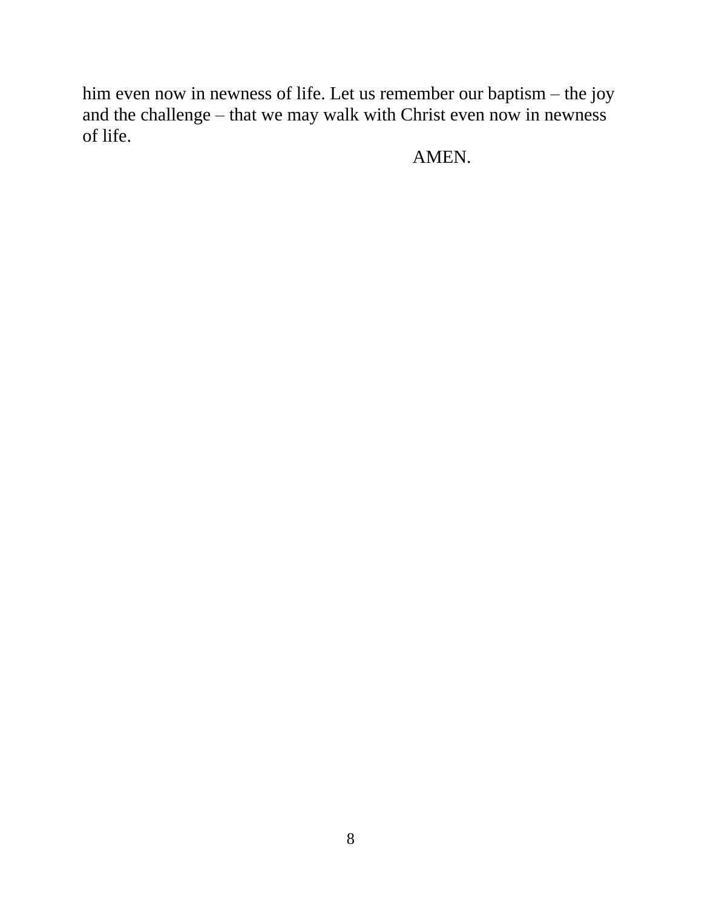him even now in newness of life. Let us remember our baptism – the joy and the challenge – that we may walk with Christ even now in newness of life.

AMEN.